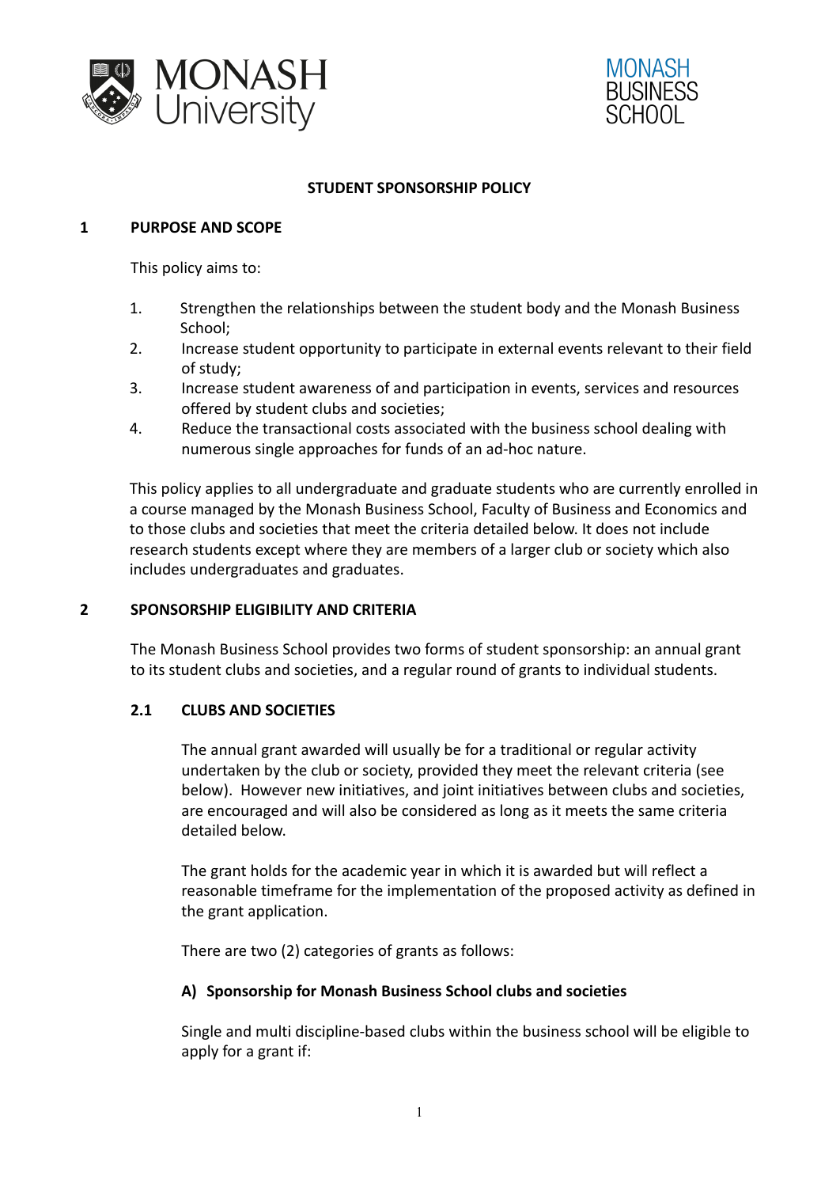# STUDENT SPONSORSHIP POLICY

## 1 PURPOSE AND SCOPE

This policy aims to:

1. Strengthen the relationships between the student body and the Monash Business School;
2. Increase student opportunity to participate in external events relevant to their field of study;
3. Increase student awareness of and participation in events, services and resources offered by student clubs and societies;
4. Reduce the transactional costs associated with the business school dealing with numerous single approaches for funds of an ad-hoc nature.

This policy applies to all undergraduate and graduate students who are currently enrolled in a course managed by the Monash Business School, Faculty of Business and Economics and to those clubs and societies that meet the criteria detailed below. It does not include research students except where they are members of a larger club or society which also includes undergraduates and graduates.

## 2 SPONSORSHIP ELIGIBILITY AND CRITERIA

The Monash Business School provides two forms of student sponsorship: an annual grant to its student clubs and societies, and a regular round of grants to individual students.

### 2.1 CLUBS AND SOCIETIES

The annual grant awarded will usually be for a traditional or regular activity undertaken by the club or society, provided they meet the relevant criteria (see below). However new initiatives, and joint initiatives between clubs and societies, are encouraged and will also be considered as long as it meets the same criteria detailed below.

The grant holds for the academic year in which it is awarded but will reflect a reasonable timeframe for the implementation of the proposed activity as defined in the grant application.

There are two (2) categories of grants as follows:

**A) Sponsorship for Monash Business School clubs and societies**

Single and multi discipline-based clubs within the business school will be eligible to apply for a grant if: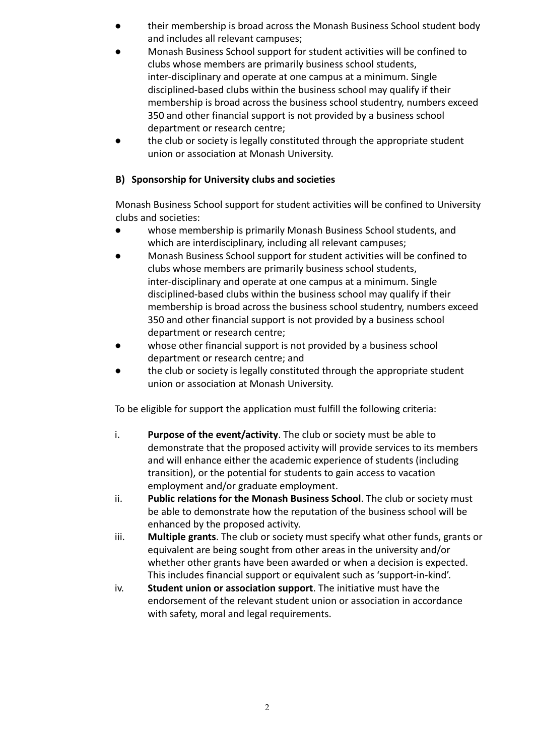- their membership is broad across the Monash Business School student body and includes all relevant campuses;
- Monash Business School support for student activities will be confined to clubs whose members are primarily business school students, inter-disciplinary and operate at one campus at a minimum. Single disciplined-based clubs within the business school may qualify if their membership is broad across the business school studentry, numbers exceed 350 and other financial support is not provided by a business school department or research centre;
- the club or society is legally constituted through the appropriate student union or association at Monash University.

**B) Sponsorship for University clubs and societies**

Monash Business School support for student activities will be confined to University clubs and societies:

- whose membership is primarily Monash Business School students, and which are interdisciplinary, including all relevant campuses;
- Monash Business School support for student activities will be confined to clubs whose members are primarily business school students, inter-disciplinary and operate at one campus at a minimum. Single disciplined-based clubs within the business school may qualify if their membership is broad across the business school studentry, numbers exceed 350 and other financial support is not provided by a business school department or research centre;
- whose other financial support is not provided by a business school department or research centre; and
- the club or society is legally constituted through the appropriate student union or association at Monash University.

To be eligible for support the application must fulfill the following criteria:

i. **Purpose of the event/activity**. The club or society must be able to demonstrate that the proposed activity will provide services to its members and will enhance either the academic experience of students (including transition), or the potential for students to gain access to vacation employment and/or graduate employment.

ii. **Public relations for the Monash Business School**. The club or society must be able to demonstrate how the reputation of the business school will be enhanced by the proposed activity.

iii. **Multiple grants**. The club or society must specify what other funds, grants or equivalent are being sought from other areas in the university and/or whether other grants have been awarded or when a decision is expected. This includes financial support or equivalent such as 'support-in-kind'.

iv. **Student union or association support**. The initiative must have the endorsement of the relevant student union or association in accordance with safety, moral and legal requirements.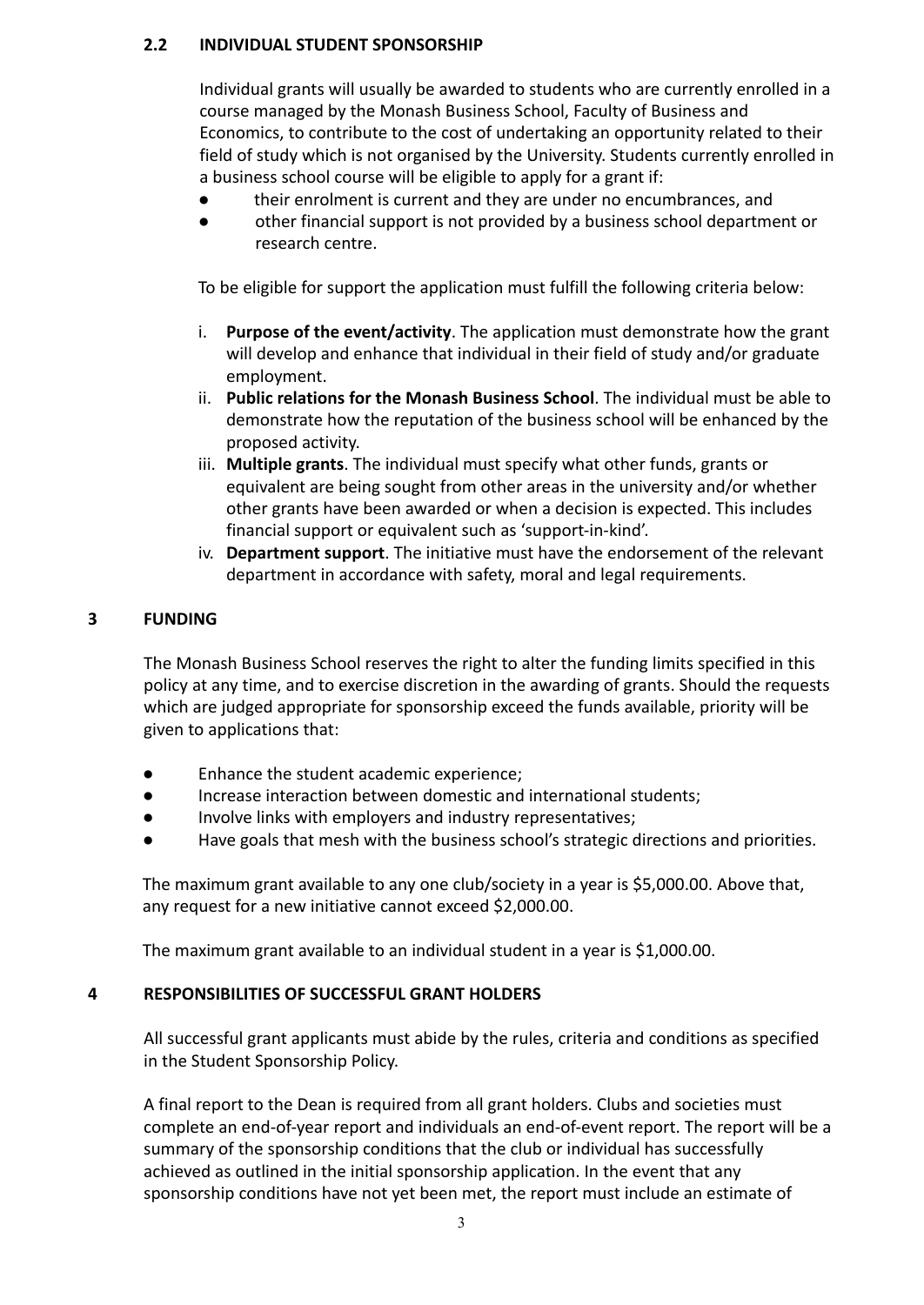## 2.2 INDIVIDUAL STUDENT SPONSORSHIP

Individual grants will usually be awarded to students who are currently enrolled in a course managed by the Monash Business School, Faculty of Business and Economics, to contribute to the cost of undertaking an opportunity related to their field of study which is not organised by the University. Students currently enrolled in a business school course will be eligible to apply for a grant if:

- their enrolment is current and they are under no encumbrances, and
- other financial support is not provided by a business school department or research centre.

To be eligible for support the application must fulfill the following criteria below:

i. **Purpose of the event/activity**. The application must demonstrate how the grant will develop and enhance that individual in their field of study and/or graduate employment.
ii. **Public relations for the Monash Business School**. The individual must be able to demonstrate how the reputation of the business school will be enhanced by the proposed activity.
iii. **Multiple grants**. The individual must specify what other funds, grants or equivalent are being sought from other areas in the university and/or whether other grants have been awarded or when a decision is expected. This includes financial support or equivalent such as 'support-in-kind'.
iv. **Department support**. The initiative must have the endorsement of the relevant department in accordance with safety, moral and legal requirements.

# 3 FUNDING

The Monash Business School reserves the right to alter the funding limits specified in this policy at any time, and to exercise discretion in the awarding of grants. Should the requests which are judged appropriate for sponsorship exceed the funds available, priority will be given to applications that:

- Enhance the student academic experience;
- Increase interaction between domestic and international students;
- Involve links with employers and industry representatives;
- Have goals that mesh with the business school's strategic directions and priorities.

The maximum grant available to any one club/society in a year is $5,000.00. Above that, any request for a new initiative cannot exceed $2,000.00.

The maximum grant available to an individual student in a year is $1,000.00.

# 4 RESPONSIBILITIES OF SUCCESSFUL GRANT HOLDERS

All successful grant applicants must abide by the rules, criteria and conditions as specified in the Student Sponsorship Policy.

A final report to the Dean is required from all grant holders. Clubs and societies must complete an end-of-year report and individuals an end-of-event report. The report will be a summary of the sponsorship conditions that the club or individual has successfully achieved as outlined in the initial sponsorship application. In the event that any sponsorship conditions have not yet been met, the report must include an estimate of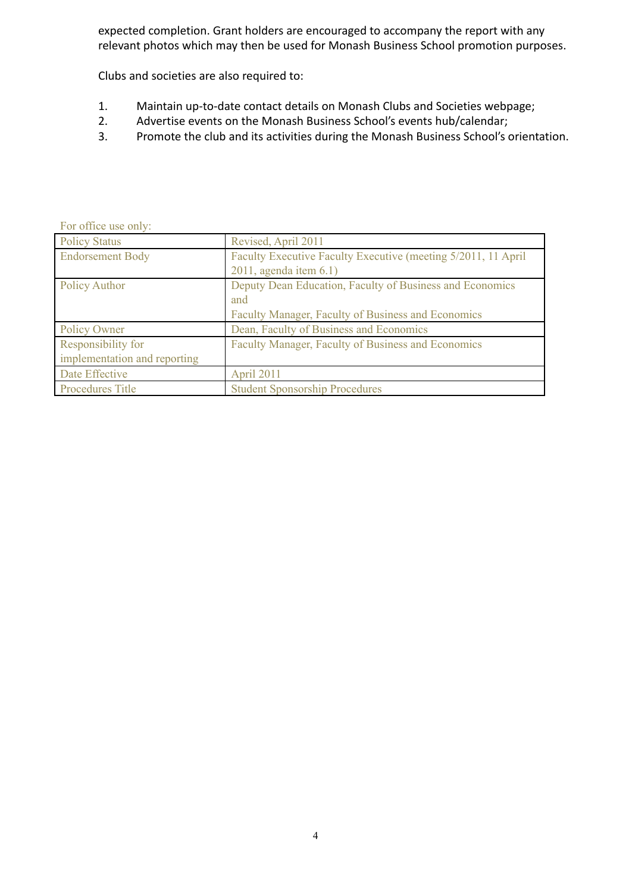expected completion. Grant holders are encouraged to accompany the report with any relevant photos which may then be used for Monash Business School promotion purposes.

Clubs and societies are also required to:

1. Maintain up-to-date contact details on Monash Clubs and Societies webpage;
2. Advertise events on the Monash Business School's events hub/calendar;
3. Promote the club and its activities during the Monash Business School's orientation.

For office use only:

| | |
|---|---|
| Policy Status | Revised, April 2011 |
| Endorsement Body | Faculty Executive Faculty Executive (meeting 5/2011, 11 April 2011, agenda item 6.1) |
| Policy Author | Deputy Dean Education, Faculty of Business and Economics and Faculty Manager, Faculty of Business and Economics |
| Policy Owner | Dean, Faculty of Business and Economics |
| Responsibility for implementation and reporting | Faculty Manager, Faculty of Business and Economics |
| Date Effective | April 2011 |
| Procedures Title | Student Sponsorship Procedures |